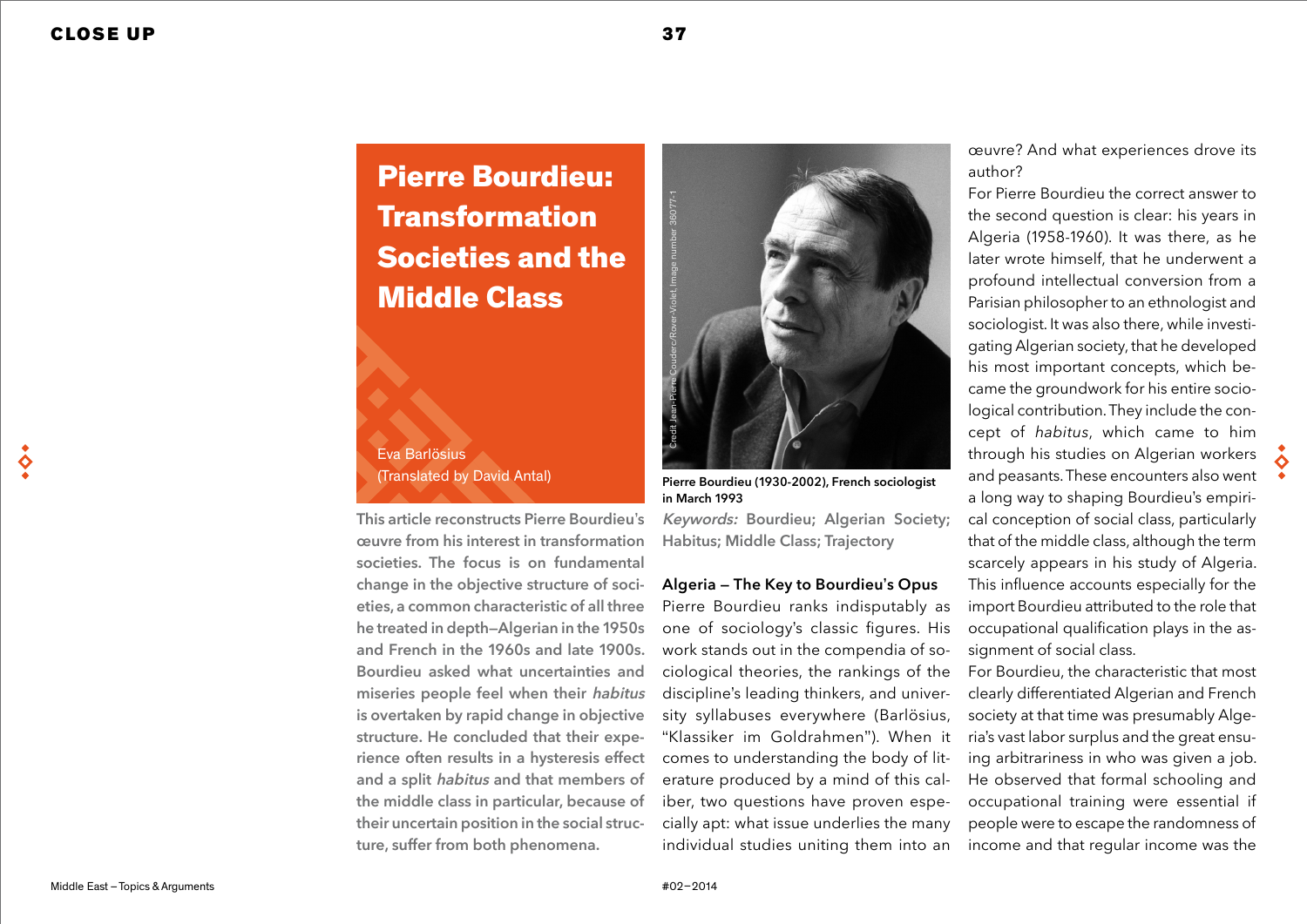# Pierre Bourdieu: Transformation Societies and the Middle Class

Eva Barlösius
(Translated by David Antal)

**This article reconstructs Pierre Bourdieu's œuvre from his interest in transformation societies. The focus is on fundamental change in the objective structure of societies, a common characteristic of all three he treated in depth—Algerian in the 1950s and French in the 1960s and late 1900s. Bourdieu asked what uncertainties and miseries people feel when their *habitus* is overtaken by rapid change in objective structure. He concluded that their experience often results in a hysteresis effect and a split *habitus* and that members of the middle class in particular, because of their uncertain position in the social structure, suffer from both phenomena.**

Credit Jean-Pierre Couderc/Roger-Violet, Image number 36077-1

**Pierre Bourdieu (1930-2002), French sociologist in March 1993**

*Keywords:* **Bourdieu; Algerian Society; Habitus; Middle Class; Trajectory**

## Algeria – The Key to Bourdieu's Opus

Pierre Bourdieu ranks indisputably as one of sociology's classic figures. His work stands out in the compendia of sociological theories, the rankings of the discipline's leading thinkers, and university syllabuses everywhere (Barlösius, "Klassiker im Goldrahmen"). When it comes to understanding the body of literature produced by a mind of this caliber, two questions have proven especially apt: what issue underlies the many individual studies uniting them into an œuvre? And what experiences drove its author?

For Pierre Bourdieu the correct answer to the second question is clear: his years in Algeria (1958-1960). It was there, as he later wrote himself, that he underwent a profound intellectual conversion from a Parisian philosopher to an ethnologist and sociologist. It was also there, while investigating Algerian society, that he developed his most important concepts, which became the groundwork for his entire sociological contribution. They include the concept of *habitus*, which came to him through his studies on Algerian workers and peasants. These encounters also went a long way to shaping Bourdieu's empirical conception of social class, particularly that of the middle class, although the term scarcely appears in his study of Algeria. This influence accounts especially for the import Bourdieu attributed to the role that occupational qualification plays in the assignment of social class.

For Bourdieu, the characteristic that most clearly differentiated Algerian and French society at that time was presumably Algeria's vast labor surplus and the great ensuing arbitrariness in who was given a job. He observed that formal schooling and occupational training were essential if people were to escape the randomness of income and that regular income was the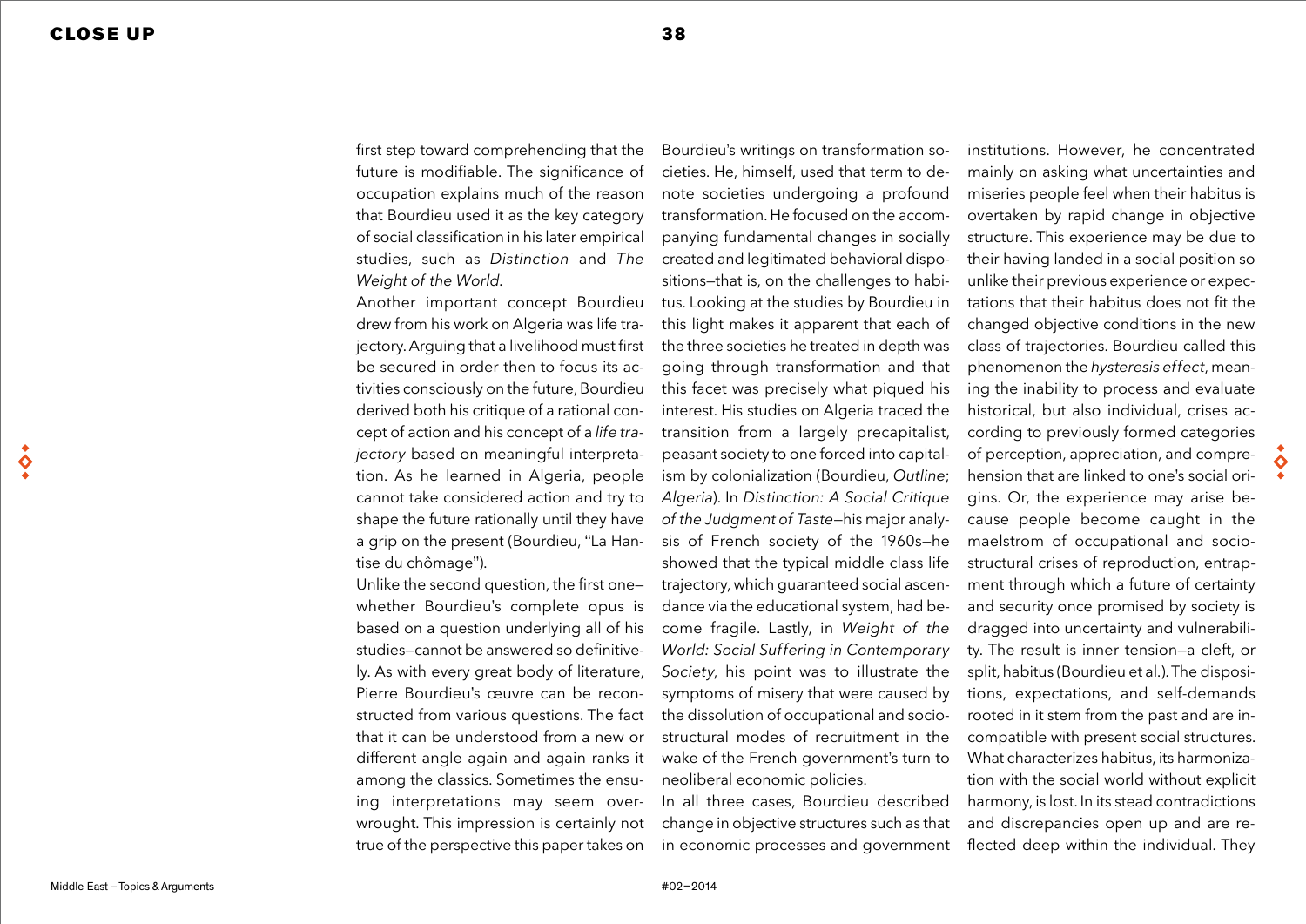first step toward comprehending that the future is modifiable. The significance of occupation explains much of the reason that Bourdieu used it as the key category of social classification in his later empirical studies, such as *Distinction* and *The Weight of the World*.

Another important concept Bourdieu drew from his work on Algeria was life trajectory. Arguing that a livelihood must first be secured in order then to focus its activities consciously on the future, Bourdieu derived both his critique of a rational concept of action and his concept of a *life trajectory* based on meaningful interpretation. As he learned in Algeria, people cannot take considered action and try to shape the future rationally until they have a grip on the present (Bourdieu, "La Hantise du chômage").

Unlike the second question, the first one—whether Bourdieu's complete opus is based on a question underlying all of his studies—cannot be answered so definitively. As with every great body of literature, Pierre Bourdieu's œuvre can be reconstructed from various questions. The fact that it can be understood from a new or different angle again and again ranks it among the classics. Sometimes the ensuing interpretations may seem overwrought. This impression is certainly not true of the perspective this paper takes on Bourdieu's writings on transformation societies. He, himself, used that term to denote societies undergoing a profound transformation. He focused on the accompanying fundamental changes in socially created and legitimated behavioral dispositions—that is, on the challenges to habitus. Looking at the studies by Bourdieu in this light makes it apparent that each of the three societies he treated in depth was going through transformation and that this facet was precisely what piqued his interest. His studies on Algeria traced the transition from a largely precapitalist, peasant society to one forced into capitalism by colonialization (Bourdieu, *Outline*; *Algeria*). In *Distinction: A Social Critique of the Judgment of Taste*—his major analysis of French society of the 1960s—he showed that the typical middle class life trajectory, which guaranteed social ascendance via the educational system, had become fragile. Lastly, in *Weight of the World: Social Suffering in Contemporary Society*, his point was to illustrate the symptoms of misery that were caused by the dissolution of occupational and sociostructural modes of recruitment in the wake of the French government's turn to neoliberal economic policies.

In all three cases, Bourdieu described change in objective structures such as that in economic processes and government institutions. However, he concentrated mainly on asking what uncertainties and miseries people feel when their habitus is overtaken by rapid change in objective structure. This experience may be due to their having landed in a social position so unlike their previous experience or expectations that their habitus does not fit the changed objective conditions in the new class of trajectories. Bourdieu called this phenomenon the *hysteresis effect*, meaning the inability to process and evaluate historical, but also individual, crises according to previously formed categories of perception, appreciation, and comprehension that are linked to one's social origins. Or, the experience may arise because people become caught in the maelstrom of occupational and sociostructural crises of reproduction, entrapment through which a future of certainty and security once promised by society is dragged into uncertainty and vulnerability. The result is inner tension—a cleft, or split, habitus (Bourdieu et al.). The dispositions, expectations, and self-demands rooted in it stem from the past and are incompatible with present social structures. What characterizes habitus, its harmonization with the social world without explicit harmony, is lost. In its stead contradictions and discrepancies open up and are reflected deep within the individual. They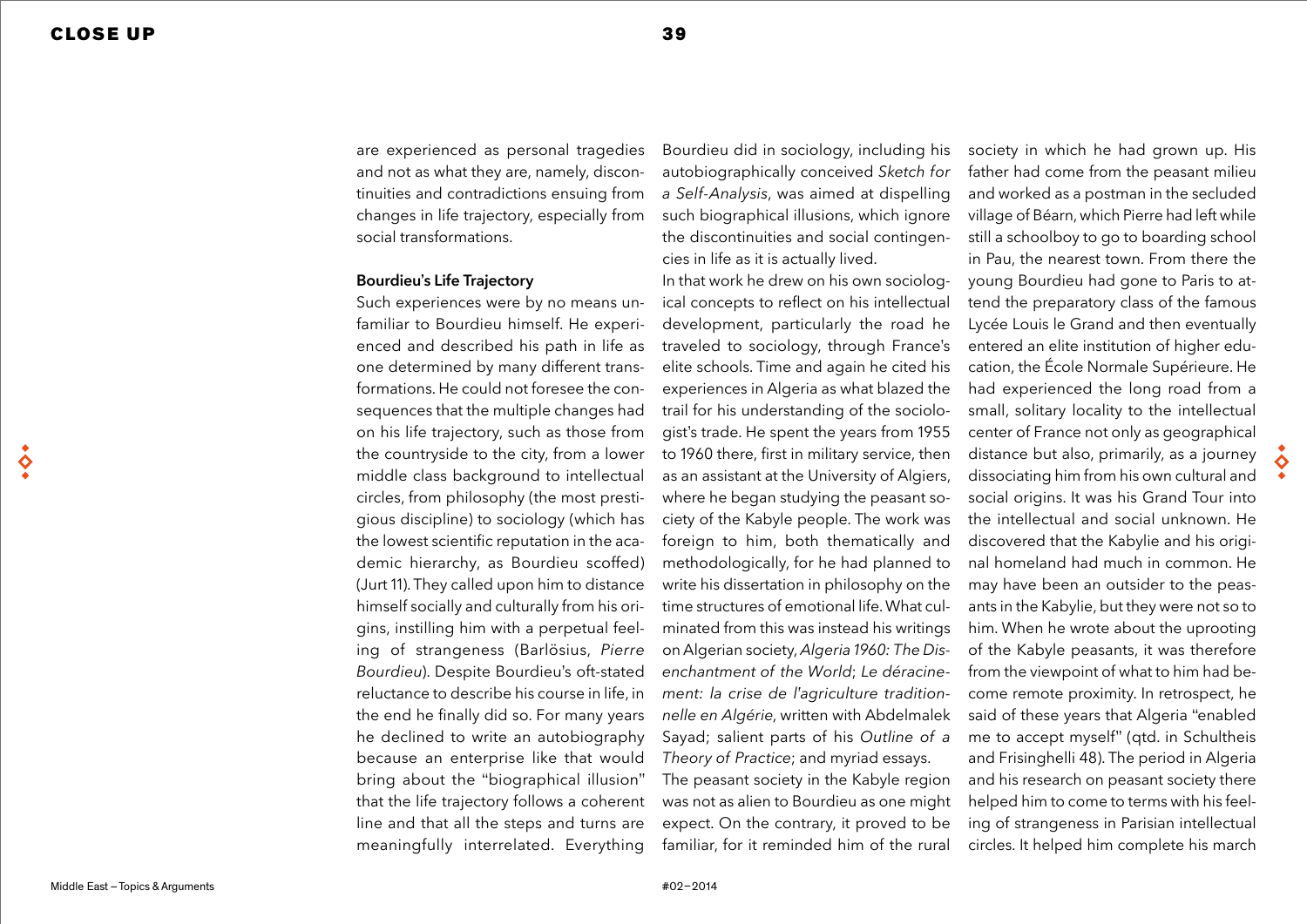are experienced as personal tragedies and not as what they are, namely, discontinuities and contradictions ensuing from changes in life trajectory, especially from social transformations.

### Bourdieu's Life Trajectory

Such experiences were by no means unfamiliar to Bourdieu himself. He experienced and described his path in life as one determined by many different transformations. He could not foresee the consequences that the multiple changes had on his life trajectory, such as those from the countryside to the city, from a lower middle class background to intellectual circles, from philosophy (the most prestigious discipline) to sociology (which has the lowest scientific reputation in the academic hierarchy, as Bourdieu scoffed) (Jurt 11). They called upon him to distance himself socially and culturally from his origins, instilling him with a perpetual feeling of strangeness (Barlösius, *Pierre Bourdieu*). Despite Bourdieu's oft-stated reluctance to describe his course in life, in the end he finally did so. For many years he declined to write an autobiography because an enterprise like that would bring about the "biographical illusion" that the life trajectory follows a coherent line and that all the steps and turns are meaningfully interrelated. Everything Bourdieu did in sociology, including his autobiographically conceived *Sketch for a Self-Analysis*, was aimed at dispelling such biographical illusions, which ignore the discontinuities and social contingencies in life as it is actually lived.

In that work he drew on his own sociological concepts to reflect on his intellectual development, particularly the road he traveled to sociology, through France's elite schools. Time and again he cited his experiences in Algeria as what blazed the trail for his understanding of the sociologist's trade. He spent the years from 1955 to 1960 there, first in military service, then as an assistant at the University of Algiers, where he began studying the peasant society of the Kabyle people. The work was foreign to him, both thematically and methodologically, for he had planned to write his dissertation in philosophy on the time structures of emotional life. What culminated from this was instead his writings on Algerian society, *Algeria 1960: The Disenchantment of the World*; *Le déracinement: la crise de l'agriculture traditionnelle en Algérie*, written with Abdelmalek Sayad; salient parts of his *Outline of a Theory of Practice*; and myriad essays.

The peasant society in the Kabyle region was not as alien to Bourdieu as one might expect. On the contrary, it proved to be familiar, for it reminded him of the rural society in which he had grown up. His father had come from the peasant milieu and worked as a postman in the secluded village of Béarn, which Pierre had left while still a schoolboy to go to boarding school in Pau, the nearest town. From there the young Bourdieu had gone to Paris to attend the preparatory class of the famous Lycée Louis le Grand and then eventually entered an elite institution of higher education, the École Normale Supérieure. He had experienced the long road from a small, solitary locality to the intellectual center of France not only as geographical distance but also, primarily, as a journey dissociating him from his own cultural and social origins. It was his Grand Tour into the intellectual and social unknown. He discovered that the Kabylie and his original homeland had much in common. He may have been an outsider to the peasants in the Kabylie, but they were not so to him. When he wrote about the uprooting of the Kabyle peasants, it was therefore from the viewpoint of what to him had become remote proximity. In retrospect, he said of these years that Algeria "enabled me to accept myself" (qtd. in Schultheis and Frisinghelli 48). The period in Algeria and his research on peasant society there helped him to come to terms with his feeling of strangeness in Parisian intellectual circles. It helped him complete his march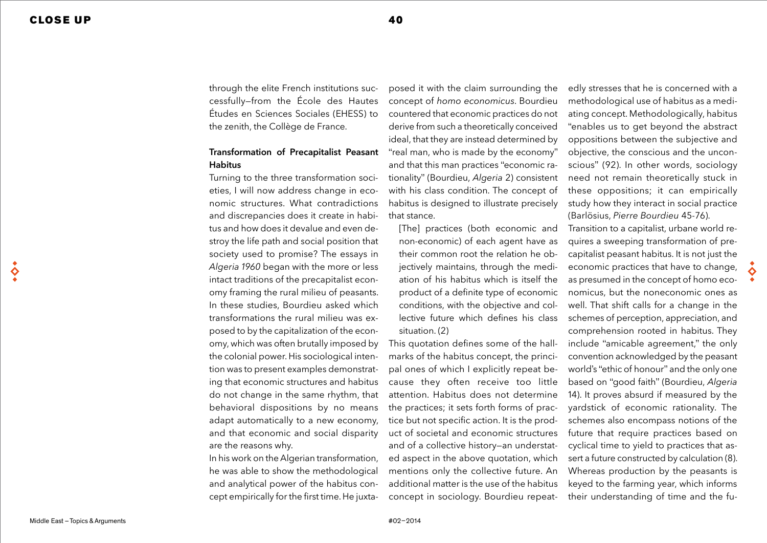through the elite French institutions successfully—from the École des Hautes Études en Sciences Sociales (EHESS) to the zenith, the Collège de France.

### Transformation of Precapitalist Peasant Habitus

Turning to the three transformation societies, I will now address change in economic structures. What contradictions and discrepancies does it create in habitus and how does it devalue and even destroy the life path and social position that society used to promise? The essays in *Algeria 1960* began with the more or less intact traditions of the precapitalist economy framing the rural milieu of peasants. In these studies, Bourdieu asked which transformations the rural milieu was exposed to by the capitalization of the economy, which was often brutally imposed by the colonial power. His sociological intention was to present examples demonstrating that economic structures and habitus do not change in the same rhythm, that behavioral dispositions by no means adapt automatically to a new economy, and that economic and social disparity are the reasons why.

In his work on the Algerian transformation, he was able to show the methodological and analytical power of the habitus concept empirically for the first time. He juxtaposed it with the claim surrounding the concept of *homo economicus*. Bourdieu countered that economic practices do not derive from such a theoretically conceived ideal, that they are instead determined by "real man, who is made by the economy" and that this man practices "economic rationality" (Bourdieu, *Algeria* 2) consistent with his class condition. The concept of habitus is designed to illustrate precisely that stance.

> [The] practices (both economic and non-economic) of each agent have as their common root the relation he objectively maintains, through the mediation of his habitus which is itself the product of a definite type of economic conditions, with the objective and collective future which defines his class situation. (2)

This quotation defines some of the hallmarks of the habitus concept, the principal ones of which I explicitly repeat because they often receive too little attention. Habitus does not determine the practices; it sets forth forms of practice but not specific action. It is the product of societal and economic structures and of a collective history—an understated aspect in the above quotation, which mentions only the collective future. An additional matter is the use of the habitus concept in sociology. Bourdieu repeatedly stresses that he is concerned with a methodological use of habitus as a mediating concept. Methodologically, habitus "enables us to get beyond the abstract oppositions between the subjective and objective, the conscious and the unconscious" (92). In other words, sociology need not remain theoretically stuck in these oppositions; it can empirically study how they interact in social practice (Barlösius, *Pierre Bourdieu* 45-76).

Transition to a capitalist, urbane world requires a sweeping transformation of precapitalist peasant habitus. It is not just the economic practices that have to change, as presumed in the concept of homo economicus, but the noneconomic ones as well. That shift calls for a change in the schemes of perception, appreciation, and comprehension rooted in habitus. They include "amicable agreement," the only convention acknowledged by the peasant world's "ethic of honour" and the only one based on "good faith" (Bourdieu, *Algeria* 14). It proves absurd if measured by the yardstick of economic rationality. The schemes also encompass notions of the future that require practices based on cyclical time to yield to practices that assert a future constructed by calculation (8). Whereas production by the peasants is keyed to the farming year, which informs their understanding of time and the fu-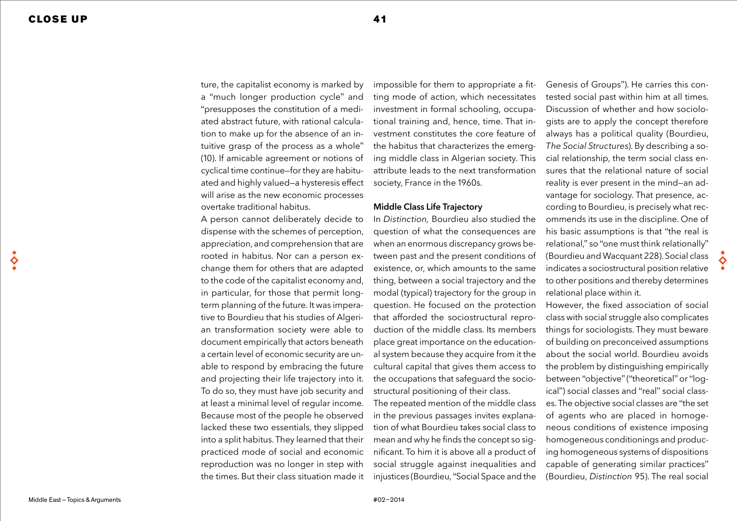ture, the capitalist economy is marked by a "much longer production cycle" and "presupposes the constitution of a mediated abstract future, with rational calculation to make up for the absence of an intuitive grasp of the process as a whole" (10). If amicable agreement or notions of cyclical time continue—for they are habituated and highly valued—a hysteresis effect will arise as the new economic processes overtake traditional habitus.

A person cannot deliberately decide to dispense with the schemes of perception, appreciation, and comprehension that are rooted in habitus. Nor can a person exchange them for others that are adapted to the code of the capitalist economy and, in particular, for those that permit long-term planning of the future. It was imperative to Bourdieu that his studies of Algerian transformation society were able to document empirically that actors beneath a certain level of economic security are unable to respond by embracing the future and projecting their life trajectory into it. To do so, they must have job security and at least a minimal level of regular income. Because most of the people he observed lacked these two essentials, they slipped into a split habitus. They learned that their practiced mode of social and economic reproduction was no longer in step with the times. But their class situation made it impossible for them to appropriate a fitting mode of action, which necessitates investment in formal schooling, occupational training and, hence, time. That investment constitutes the core feature of the habitus that characterizes the emerging middle class in Algerian society. This attribute leads to the next transformation society, France in the 1960s.

### Middle Class Life Trajectory

In *Distinction,* Bourdieu also studied the question of what the consequences are when an enormous discrepancy grows between past and the present conditions of existence, or, which amounts to the same thing, between a social trajectory and the modal (typical) trajectory for the group in question. He focused on the protection that afforded the sociostructural reproduction of the middle class. Its members place great importance on the educational system because they acquire from it the cultural capital that gives them access to the occupations that safeguard the sociostructural positioning of their class.

The repeated mention of the middle class in the previous passages invites explanation of what Bourdieu takes social class to mean and why he finds the concept so significant. To him it is above all a product of social struggle against inequalities and injustices (Bourdieu, "Social Space and the Genesis of Groups"). He carries this contested social past within him at all times. Discussion of whether and how sociologists are to apply the concept therefore always has a political quality (Bourdieu, *The Social Structures*). By describing a social relationship, the term social class ensures that the relational nature of social reality is ever present in the mind—an advantage for sociology. That presence, according to Bourdieu, is precisely what recommends its use in the discipline. One of his basic assumptions is that "the real is relational," so "one must think relationally" (Bourdieu and Wacquant 228). Social class indicates a sociostructural position relative to other positions and thereby determines relational place within it.

However, the fixed association of social class with social struggle also complicates things for sociologists. They must beware of building on preconceived assumptions about the social world. Bourdieu avoids the problem by distinguishing empirically between "objective" ("theoretical" or "logical") social classes and "real" social classes. The objective social classes are "the set of agents who are placed in homogeneous conditions of existence imposing homogeneous conditionings and producing homogeneous systems of dispositions capable of generating similar practices" (Bourdieu, *Distinction* 95). The real social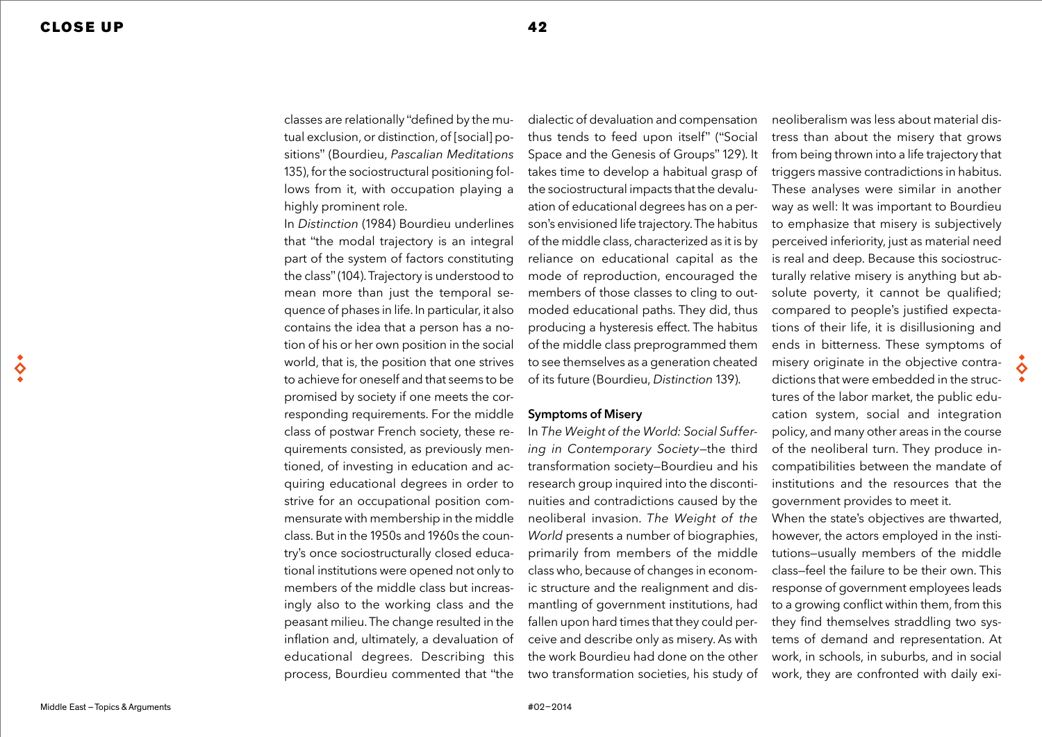classes are relationally "defined by the mutual exclusion, or distinction, of [social] positions" (Bourdieu, *Pascalian Meditations* 135), for the sociostructural positioning follows from it, with occupation playing a highly prominent role.

In *Distinction* (1984) Bourdieu underlines that "the modal trajectory is an integral part of the system of factors constituting the class" (104). Trajectory is understood to mean more than just the temporal sequence of phases in life. In particular, it also contains the idea that a person has a notion of his or her own position in the social world, that is, the position that one strives to achieve for oneself and that seems to be promised by society if one meets the corresponding requirements. For the middle class of postwar French society, these requirements consisted, as previously mentioned, of investing in education and acquiring educational degrees in order to strive for an occupational position commensurate with membership in the middle class. But in the 1950s and 1960s the country's once sociostructurally closed educational institutions were opened not only to members of the middle class but increasingly also to the working class and the peasant milieu. The change resulted in the inflation and, ultimately, a devaluation of educational degrees. Describing this process, Bourdieu commented that "the dialectic of devaluation and compensation thus tends to feed upon itself" ("Social Space and the Genesis of Groups" 129). It takes time to develop a habitual grasp of the sociostructural impacts that the devaluation of educational degrees has on a person's envisioned life trajectory. The habitus of the middle class, characterized as it is by reliance on educational capital as the mode of reproduction, encouraged the members of those classes to cling to outmoded educational paths. They did, thus producing a hysteresis effect. The habitus of the middle class preprogrammed them to see themselves as a generation cheated of its future (Bourdieu, *Distinction* 139).

## Symptoms of Misery

In *The Weight of the World: Social Suffering in Contemporary Society*—the third transformation society—Bourdieu and his research group inquired into the discontinuities and contradictions caused by the neoliberal invasion. *The Weight of the World* presents a number of biographies, primarily from members of the middle class who, because of changes in economic structure and the realignment and dismantling of government institutions, had fallen upon hard times that they could perceive and describe only as misery. As with the work Bourdieu had done on the other two transformation societies, his study of neoliberalism was less about material distress than about the misery that grows from being thrown into a life trajectory that triggers massive contradictions in habitus. These analyses were similar in another way as well: It was important to Bourdieu to emphasize that misery is subjectively perceived inferiority, just as material need is real and deep. Because this sociostructurally relative misery is anything but absolute poverty, it cannot be qualified; compared to people's justified expectations of their life, it is disillusioning and ends in bitterness. These symptoms of misery originate in the objective contradictions that were embedded in the structures of the labor market, the public education system, social and integration policy, and many other areas in the course of the neoliberal turn. They produce incompatibilities between the mandate of institutions and the resources that the government provides to meet it.

When the state's objectives are thwarted, however, the actors employed in the institutions—usually members of the middle class—feel the failure to be their own. This response of government employees leads to a growing conflict within them, from this they find themselves straddling two systems of demand and representation. At work, in schools, in suburbs, and in social work, they are confronted with daily exi-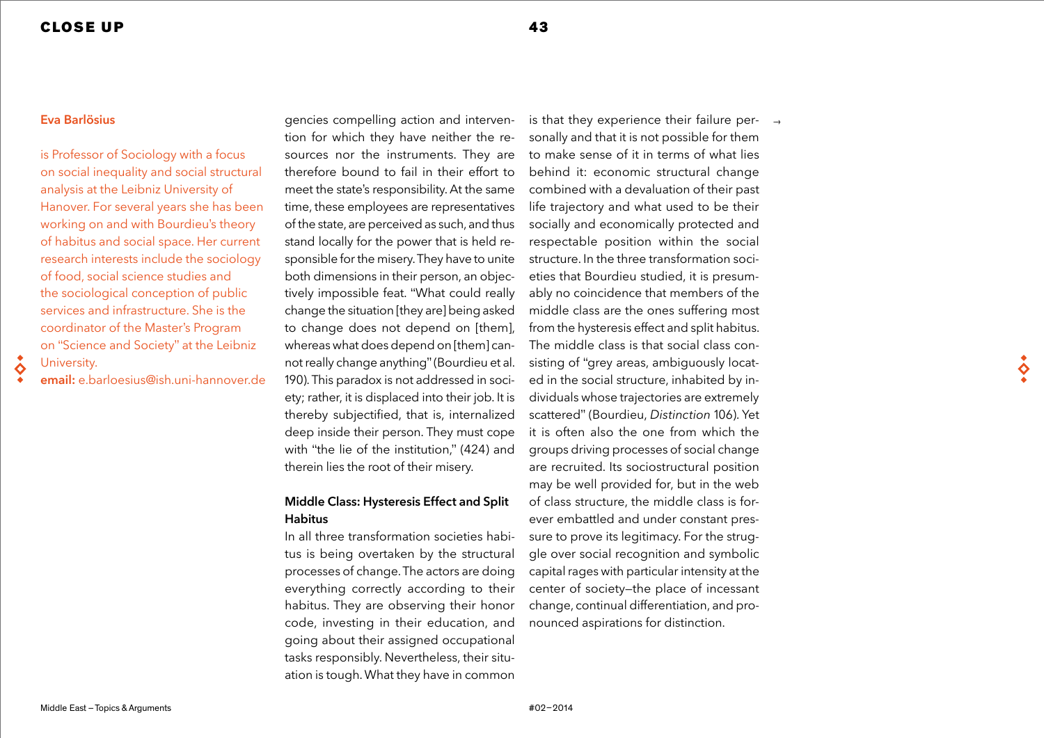**Eva Barlösius**

is Professor of Sociology with a focus on social inequality and social structural analysis at the Leibniz University of Hanover. For several years she has been working on and with Bourdieu's theory of habitus and social space. Her current research interests include the sociology of food, social science studies and the sociological conception of public services and infrastructure. She is the coordinator of the Master's Program on "Science and Society" at the Leibniz University.
**email:** e.barloesius@ish.uni-hannover.de

gencies compelling action and intervention for which they have neither the resources nor the instruments. They are therefore bound to fail in their effort to meet the state's responsibility. At the same time, these employees are representatives of the state, are perceived as such, and thus stand locally for the power that is held responsible for the misery. They have to unite both dimensions in their person, an objectively impossible feat. "What could really change the situation [they are] being asked to change does not depend on [them], whereas what does depend on [them] cannot really change anything" (Bourdieu et al. 190). This paradox is not addressed in society; rather, it is displaced into their job. It is thereby subjectified, that is, internalized deep inside their person. They must cope with "the lie of the institution," (424) and therein lies the root of their misery.

### Middle Class: Hysteresis Effect and Split Habitus

In all three transformation societies habitus is being overtaken by the structural processes of change. The actors are doing everything correctly according to their habitus. They are observing their honor code, investing in their education, and going about their assigned occupational tasks responsibly. Nevertheless, their situation is tough. What they have in common is that they experience their failure personally and that it is not possible for them to make sense of it in terms of what lies behind it: economic structural change combined with a devaluation of their past life trajectory and what used to be their socially and economically protected and respectable position within the social structure. In the three transformation societies that Bourdieu studied, it is presumably no coincidence that members of the middle class are the ones suffering most from the hysteresis effect and split habitus. The middle class is that social class consisting of "grey areas, ambiguously located in the social structure, inhabited by individuals whose trajectories are extremely scattered" (Bourdieu, *Distinction* 106). Yet it is often also the one from which the groups driving processes of social change are recruited. Its sociostructural position may be well provided for, but in the web of class structure, the middle class is forever embattled and under constant pressure to prove its legitimacy. For the struggle over social recognition and symbolic capital rages with particular intensity at the center of society—the place of incessant change, continual differentiation, and pronounced aspirations for distinction.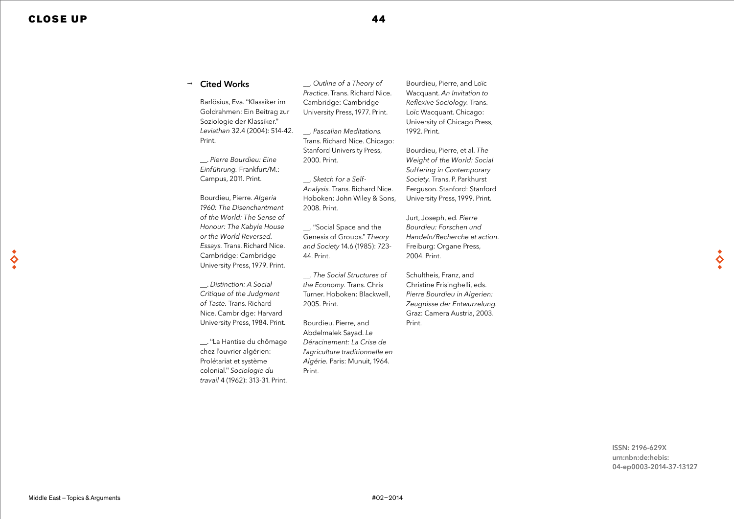## Cited Works

Barlösius, Eva. "Klassiker im Goldrahmen: Ein Beitrag zur Soziologie der Klassiker." *Leviathan* 32.4 (2004): 514-42. Print.

__. *Pierre Bourdieu: Eine Einführung.* Frankfurt/M.: Campus, 2011. Print.

Bourdieu, Pierre. *Algeria 1960: The Disenchantment of the World: The Sense of Honour: The Kabyle House or the World Reversed. Essays.* Trans. Richard Nice. Cambridge: Cambridge University Press, 1979. Print.

__. *Distinction: A Social Critique of the Judgment of Taste.* Trans. Richard Nice. Cambridge: Harvard University Press, 1984. Print.

__. "La Hantise du chômage chez l'ouvrier algérien: Prolétariat et système colonial." *Sociologie du travail* 4 (1962): 313-31. Print.

__. *Outline of a Theory of Practice*. Trans. Richard Nice. Cambridge: Cambridge University Press, 1977. Print.

__. *Pascalian Meditations.* Trans. Richard Nice. Chicago: Stanford University Press, 2000. Print.

__. *Sketch for a Self-Analysis.* Trans. Richard Nice. Hoboken: John Wiley & Sons, 2008. Print.

__. "Social Space and the Genesis of Groups." *Theory and Society* 14.6 (1985): 723-44. Print.

__. *The Social Structures of the Economy.* Trans. Chris Turner. Hoboken: Blackwell, 2005. Print.

Bourdieu, Pierre, and Abdelmalek Sayad. *Le Déracinement: La Crise de l'agriculture traditionnelle en Algérie.* Paris: Munuit, 1964. Print.

Bourdieu, Pierre, and Loïc Wacquant. *An Invitation to Reflexive Sociology.* Trans. Loïc Wacquant. Chicago: University of Chicago Press, 1992. Print.

Bourdieu, Pierre, et al. *The Weight of the World: Social Suffering in Contemporary Society.* Trans. P. Parkhurst Ferguson. Stanford: Stanford University Press, 1999. Print.

Jurt, Joseph, ed. *Pierre Bourdieu: Forschen und Handeln/Recherche et action.* Freiburg: Organe Press, 2004. Print.

Schultheis, Franz, and Christine Frisinghelli, eds. *Pierre Bourdieu in Algerien: Zeugnisse der Entwurzelung.* Graz: Camera Austria, 2003. Print.

ISSN: 2196-629X
urn:nbn:de:hebis:
04-ep0003-2014-37-13127